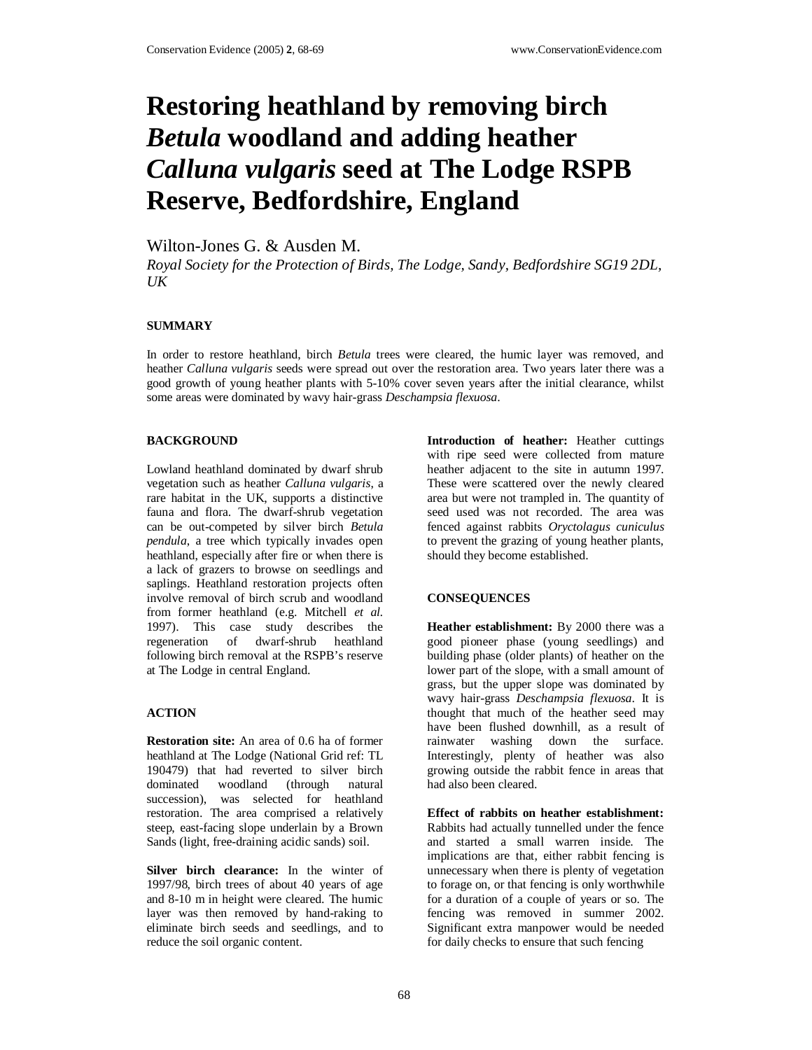# Restoring heathland by removing birch *Betula* woodland and adding heather *Calluna vulgaris* seed at The Lodge RSPB Reserve, Bedfordshire, England

Wilton-Jones G. & Ausden M.

*Royal Society for the Protection of Birds, The Lodge, Sandy, Bedfordshire SG19 2DL, UK*

## SUMMARY

In order to restore heathland, birch *Betula* trees were cleared, the humic layer was removed, and heather *Calluna vulgaris* seeds were spread out over the restoration area. Two years later there was a good growth of young heather plants with 5-10% cover seven years after the initial clearance, whilst some areas were dominated by wavy hair-grass *Deschampsia flexuosa*.

## BACKGROUND

Lowland heathland dominated by dwarf shrub vegetation such as heather *Calluna vulgaris*, a rare habitat in the UK, supports a distinctive fauna and flora. The dwarf-shrub vegetation can be out-competed by silver birch *Betula pendula*, a tree which typically invades open heathland, especially after fire or when there is a lack of grazers to browse on seedlings and saplings. Heathland restoration projects often involve removal of birch scrub and woodland from former heathland (e.g. Mitchell *et al.* 1997). This case study describes the regeneration of dwarf-shrub heathland following birch removal at the RSPB's reserve at The Lodge in central England.

## ACTION

**Restoration site:** An area of 0.6 ha of former heathland at The Lodge (National Grid ref: TL 190479) that had reverted to silver birch dominated woodland (through natural succession), was selected for heathland restoration. The area comprised a relatively steep, east-facing slope underlain by a Brown Sands (light, free-draining acidic sands) soil.

**Silver birch clearance:** In the winter of 1997/98, birch trees of about 40 years of age and 8-10 m in height were cleared. The humic layer was then removed by hand-raking to eliminate birch seeds and seedlings, and to reduce the soil organic content.

**Introduction of heather:** Heather cuttings with ripe seed were collected from mature heather adjacent to the site in autumn 1997. These were scattered over the newly cleared area but were not trampled in. The quantity of seed used was not recorded. The area was fenced against rabbits *Oryctolagus cuniculus* to prevent the grazing of young heather plants, should they become established.

## CONSEQUENCES

**Heather establishment:** By 2000 there was a good pioneer phase (young seedlings) and building phase (older plants) of heather on the lower part of the slope, with a small amount of grass, but the upper slope was dominated by wavy hair-grass *Deschampsia flexuosa*. It is thought that much of the heather seed may have been flushed downhill, as a result of rainwater washing down the surface. Interestingly, plenty of heather was also growing outside the rabbit fence in areas that had also been cleared.

**Effect of rabbits on heather establishment:** Rabbits had actually tunnelled under the fence and started a small warren inside. The implications are that, either rabbit fencing is unnecessary when there is plenty of vegetation to forage on, or that fencing is only worthwhile for a duration of a couple of years or so. The fencing was removed in summer 2002. Significant extra manpower would be needed for daily checks to ensure that such fencing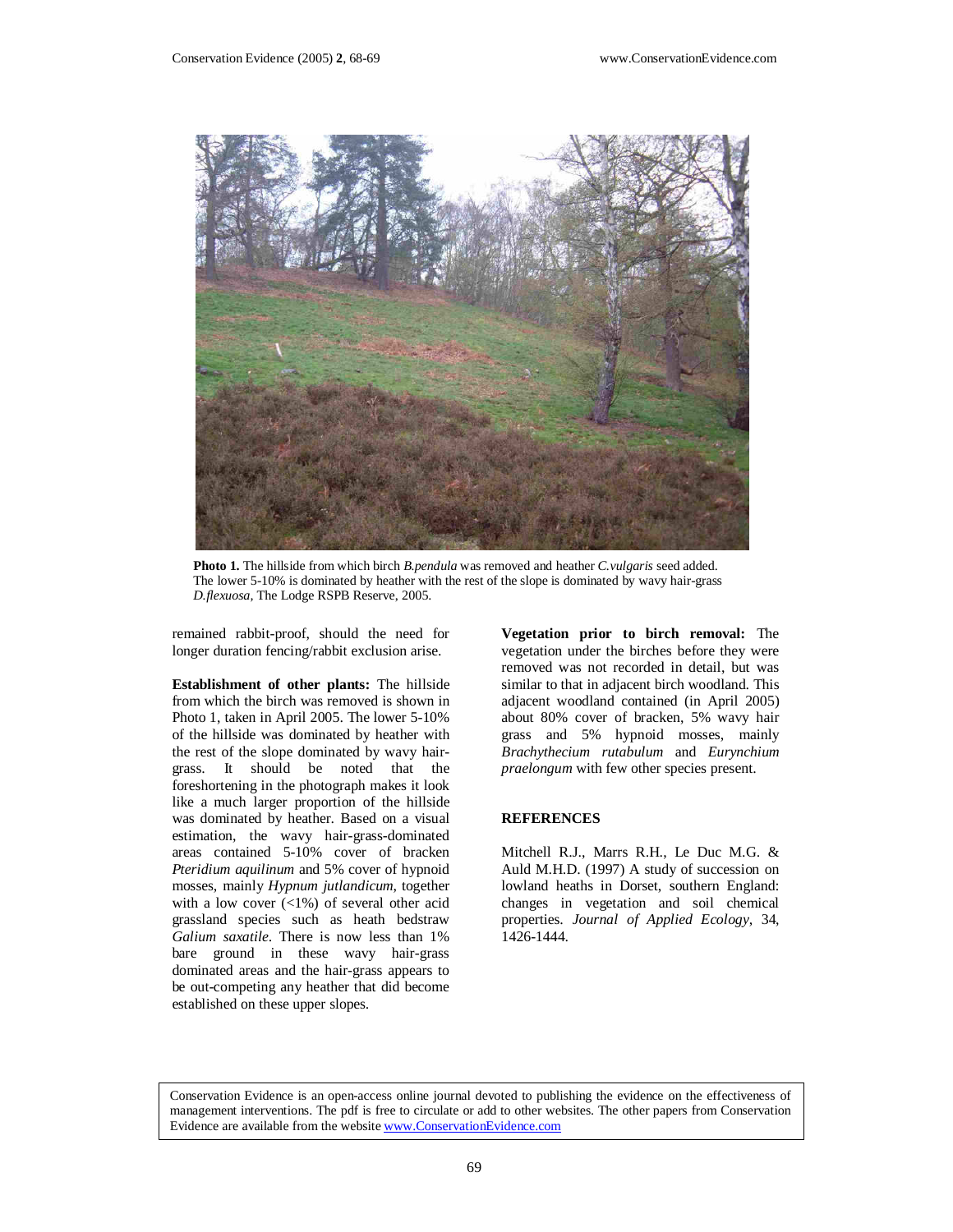**Photo 1.** The hillside from which birch *B.pendula* was removed and heather *C.vulgaris* seed added. The lower 5-10% is dominated by heather with the rest of the slope is dominated by wavy hair-grass *D.flexuosa*, The Lodge RSPB Reserve, 2005.

remained rabbit-proof, should the need for longer duration fencing/rabbit exclusion arise.

**Establishment of other plants:** The hillside from which the birch was removed is shown in Photo 1, taken in April 2005. The lower 5-10% of the hillside was dominated by heather with the rest of the slope dominated by wavy hair-grass. It should be noted that the foreshortening in the photograph makes it look like a much larger proportion of the hillside was dominated by heather. Based on a visual estimation, the wavy hair-grass-dominated areas contained 5-10% cover of bracken *Pteridium aquilinum* and 5% cover of hypnoid mosses, mainly *Hypnum jutlandicum*, together with a low cover (<1%) of several other acid grassland species such as heath bedstraw *Galium saxatile*. There is now less than 1% bare ground in these wavy hair-grass dominated areas and the hair-grass appears to be out-competing any heather that did become established on these upper slopes.

**Vegetation prior to birch removal:** The vegetation under the birches before they were removed was not recorded in detail, but was similar to that in adjacent birch woodland. This adjacent woodland contained (in April 2005) about 80% cover of bracken, 5% wavy hair grass and 5% hypnoid mosses, mainly *Brachythecium rutabulum* and *Eurynchium praelongum* with few other species present.

## REFERENCES

Mitchell R.J., Marrs R.H., Le Duc M.G. & Auld M.H.D. (1997) A study of succession on lowland heaths in Dorset, southern England: changes in vegetation and soil chemical properties. *Journal of Applied Ecology*, 34, 1426-1444.

Conservation Evidence is an open-access online journal devoted to publishing the evidence on the effectiveness of management interventions. The pdf is free to circulate or add to other websites. The other papers from Conservation Evidence are available from the website www.ConservationEvidence.com